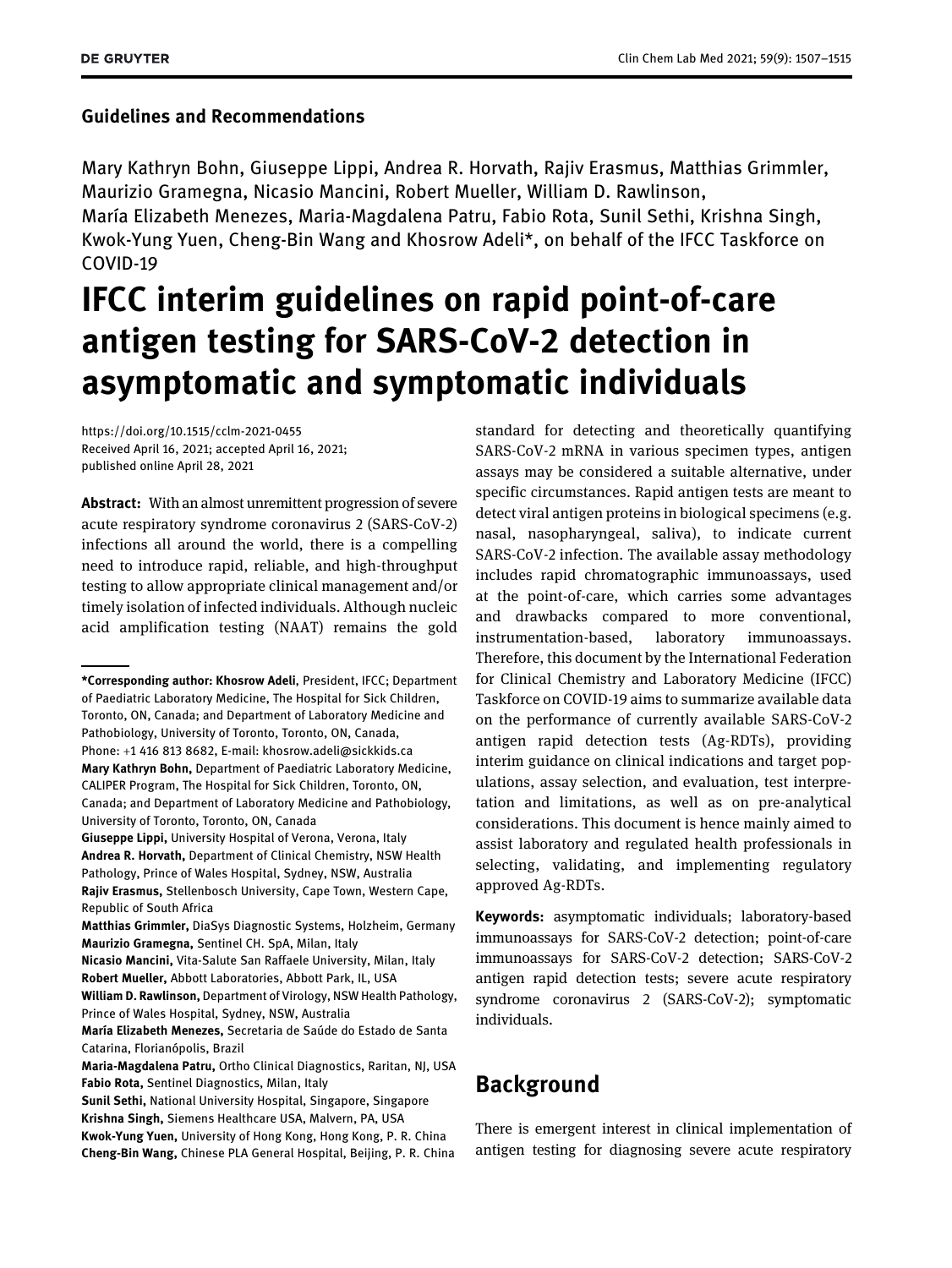**Guidelines and Recommendations**

Mary Kathryn Bohn, Giuseppe Lippi, Andrea R. Horvath, Rajiv Erasmus, Matthias Grimmler, Maurizio Gramegna, Nicasio Mancini, Robert Mueller, William D. Rawlinson, María Elizabeth Menezes, Maria-Magdalena Patru, Fabio Rota, Sunil Sethi, Krishna Singh, Kwok-Yung Yuen, Cheng-Bin Wang and Khosrow Adeli*, on behalf of the IFCC Taskforce on COVID-19

# IFCC interim guidelines on rapid point-of-care antigen testing for SARS-CoV-2 detection in asymptomatic and symptomatic individuals

https://doi.org/10.1515/cclm-2021-0455
Received April 16, 2021; accepted April 16, 2021; published online April 28, 2021

**Abstract:** With an almost unremittent progression of severe acute respiratory syndrome coronavirus 2 (SARS-CoV-2) infections all around the world, there is a compelling need to introduce rapid, reliable, and high-throughput testing to allow appropriate clinical management and/or timely isolation of infected individuals. Although nucleic acid amplification testing (NAAT) remains the gold standard for detecting and theoretically quantifying SARS-CoV-2 mRNA in various specimen types, antigen assays may be considered a suitable alternative, under specific circumstances. Rapid antigen tests are meant to detect viral antigen proteins in biological specimens (e.g. nasal, nasopharyngeal, saliva), to indicate current SARS-CoV-2 infection. The available assay methodology includes rapid chromatographic immunoassays, used at the point-of-care, which carries some advantages and drawbacks compared to more conventional, instrumentation-based, laboratory immunoassays. Therefore, this document by the International Federation for Clinical Chemistry and Laboratory Medicine (IFCC) Taskforce on COVID-19 aims to summarize available data on the performance of currently available SARS-CoV-2 antigen rapid detection tests (Ag-RDTs), providing interim guidance on clinical indications and target populations, assay selection, and evaluation, test interpretation and limitations, as well as on pre-analytical considerations. This document is hence mainly aimed to assist laboratory and regulated health professionals in selecting, validating, and implementing regulatory approved Ag-RDTs.

**Keywords:** asymptomatic individuals; laboratory-based immunoassays for SARS-CoV-2 detection; point-of-care immunoassays for SARS-CoV-2 detection; SARS-CoV-2 antigen rapid detection tests; severe acute respiratory syndrome coronavirus 2 (SARS-CoV-2); symptomatic individuals.

---

**\*Corresponding author: Khosrow Adeli**, President, IFCC; Department of Paediatric Laboratory Medicine, The Hospital for Sick Children, Toronto, ON, Canada; and Department of Laboratory Medicine and Pathobiology, University of Toronto, Toronto, ON, Canada, Phone: +1 416 813 8682, E-mail: khosrow.adeli@sickkids.ca
**Mary Kathryn Bohn,** Department of Paediatric Laboratory Medicine, CALIPER Program, The Hospital for Sick Children, Toronto, ON, Canada; and Department of Laboratory Medicine and Pathobiology, University of Toronto, Toronto, ON, Canada
**Giuseppe Lippi,** University Hospital of Verona, Verona, Italy
**Andrea R. Horvath,** Department of Clinical Chemistry, NSW Health Pathology, Prince of Wales Hospital, Sydney, NSW, Australia
**Rajiv Erasmus,** Stellenbosch University, Cape Town, Western Cape, Republic of South Africa
**Matthias Grimmler,** DiaSys Diagnostic Systems, Holzheim, Germany
**Maurizio Gramegna,** Sentinel CH. SpA, Milan, Italy
**Nicasio Mancini,** Vita-Salute San Raffaele University, Milan, Italy
**Robert Mueller,** Abbott Laboratories, Abbott Park, IL, USA
**William D. Rawlinson,** Department of Virology, NSW Health Pathology, Prince of Wales Hospital, Sydney, NSW, Australia
**María Elizabeth Menezes,** Secretaria de Saúde do Estado de Santa Catarina, Florianópolis, Brazil
**Maria-Magdalena Patru,** Ortho Clinical Diagnostics, Raritan, NJ, USA
**Fabio Rota,** Sentinel Diagnostics, Milan, Italy
**Sunil Sethi,** National University Hospital, Singapore, Singapore
**Krishna Singh,** Siemens Healthcare USA, Malvern, PA, USA
**Kwok-Yung Yuen,** University of Hong Kong, Hong Kong, P. R. China
**Cheng-Bin Wang,** Chinese PLA General Hospital, Beijing, P. R. China

## Background

There is emergent interest in clinical implementation of antigen testing for diagnosing severe acute respiratory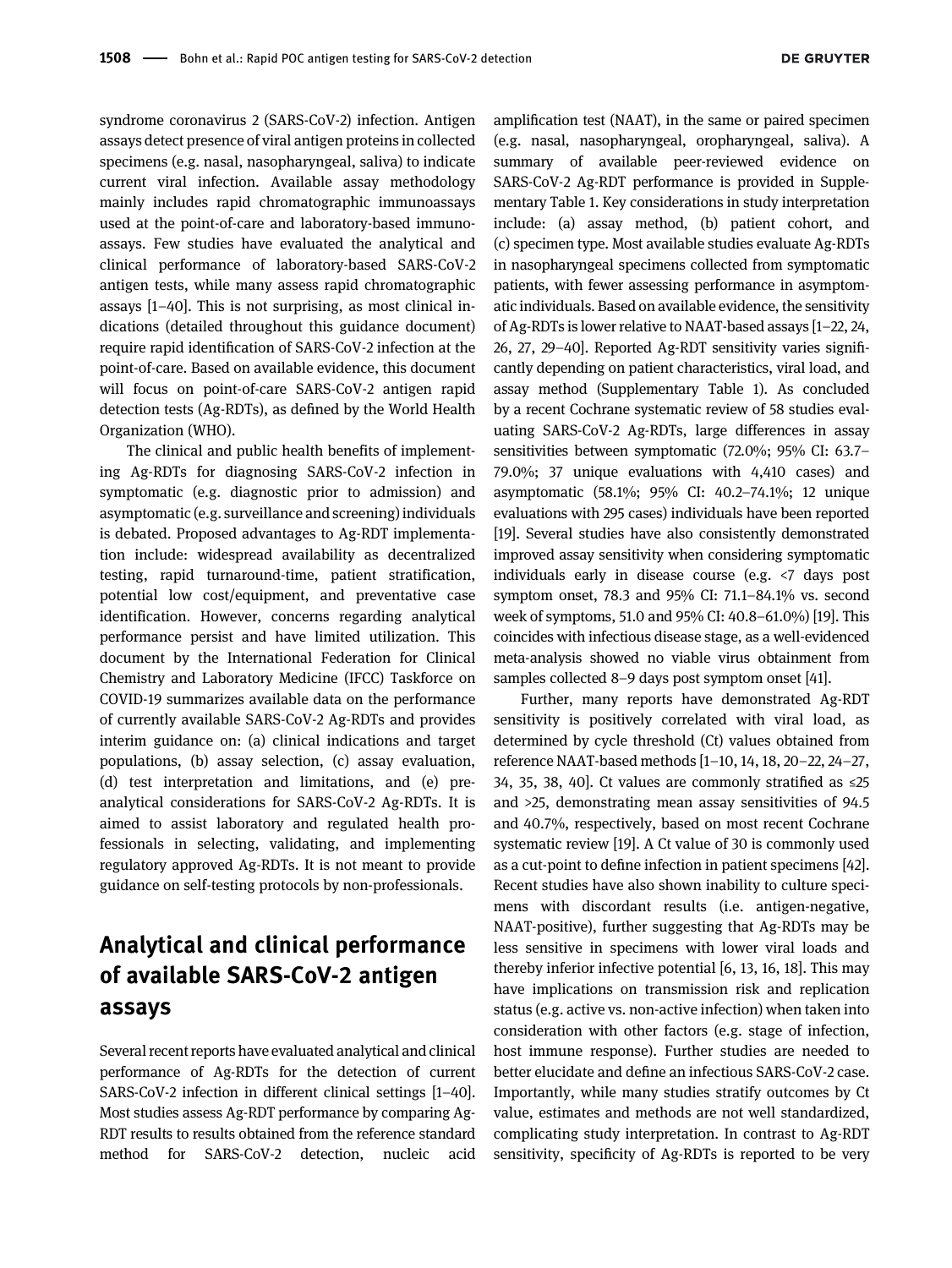syndrome coronavirus 2 (SARS-CoV-2) infection. Antigen assays detect presence of viral antigen proteins in collected specimens (e.g. nasal, nasopharyngeal, saliva) to indicate current viral infection. Available assay methodology mainly includes rapid chromatographic immunoassays used at the point-of-care and laboratory-based immunoassays. Few studies have evaluated the analytical and clinical performance of laboratory-based SARS-CoV-2 antigen tests, while many assess rapid chromatographic assays [1–40]. This is not surprising, as most clinical indications (detailed throughout this guidance document) require rapid identification of SARS-CoV-2 infection at the point-of-care. Based on available evidence, this document will focus on point-of-care SARS-CoV-2 antigen rapid detection tests (Ag-RDTs), as defined by the World Health Organization (WHO).

The clinical and public health benefits of implementing Ag-RDTs for diagnosing SARS-CoV-2 infection in symptomatic (e.g. diagnostic prior to admission) and asymptomatic (e.g. surveillance and screening) individuals is debated. Proposed advantages to Ag-RDT implementation include: widespread availability as decentralized testing, rapid turnaround-time, patient stratification, potential low cost/equipment, and preventative case identification. However, concerns regarding analytical performance persist and have limited utilization. This document by the International Federation for Clinical Chemistry and Laboratory Medicine (IFCC) Taskforce on COVID-19 summarizes available data on the performance of currently available SARS-CoV-2 Ag-RDTs and provides interim guidance on: (a) clinical indications and target populations, (b) assay selection, (c) assay evaluation, (d) test interpretation and limitations, and (e) pre-analytical considerations for SARS-CoV-2 Ag-RDTs. It is aimed to assist laboratory and regulated health professionals in selecting, validating, and implementing regulatory approved Ag-RDTs. It is not meant to provide guidance on self-testing protocols by non-professionals.

## Analytical and clinical performance of available SARS-CoV-2 antigen assays

Several recent reports have evaluated analytical and clinical performance of Ag-RDTs for the detection of current SARS-CoV-2 infection in different clinical settings [1–40]. Most studies assess Ag-RDT performance by comparing Ag-RDT results to results obtained from the reference standard method for SARS-CoV-2 detection, nucleic acid amplification test (NAAT), in the same or paired specimen (e.g. nasal, nasopharyngeal, oropharyngeal, saliva). A summary of available peer-reviewed evidence on SARS-CoV-2 Ag-RDT performance is provided in Supplementary Table 1. Key considerations in study interpretation include: (a) assay method, (b) patient cohort, and (c) specimen type. Most available studies evaluate Ag-RDTs in nasopharyngeal specimens collected from symptomatic patients, with fewer assessing performance in asymptomatic individuals. Based on available evidence, the sensitivity of Ag-RDTs is lower relative to NAAT-based assays [1–22, 24, 26, 27, 29–40]. Reported Ag-RDT sensitivity varies significantly depending on patient characteristics, viral load, and assay method (Supplementary Table 1). As concluded by a recent Cochrane systematic review of 58 studies evaluating SARS-CoV-2 Ag-RDTs, large differences in assay sensitivities between symptomatic (72.0%; 95% CI: 63.7–79.0%; 37 unique evaluations with 4,410 cases) and asymptomatic (58.1%; 95% CI: 40.2–74.1%; 12 unique evaluations with 295 cases) individuals have been reported [19]. Several studies have also consistently demonstrated improved assay sensitivity when considering symptomatic individuals early in disease course (e.g. <7 days post symptom onset, 78.3 and 95% CI: 71.1–84.1% vs. second week of symptoms, 51.0 and 95% CI: 40.8–61.0%) [19]. This coincides with infectious disease stage, as a well-evidenced meta-analysis showed no viable virus obtainment from samples collected 8–9 days post symptom onset [41].

Further, many reports have demonstrated Ag-RDT sensitivity is positively correlated with viral load, as determined by cycle threshold (Ct) values obtained from reference NAAT-based methods [1–10, 14, 18, 20–22, 24–27, 34, 35, 38, 40]. Ct values are commonly stratified as ≤25 and >25, demonstrating mean assay sensitivities of 94.5 and 40.7%, respectively, based on most recent Cochrane systematic review [19]. A Ct value of 30 is commonly used as a cut-point to define infection in patient specimens [42]. Recent studies have also shown inability to culture specimens with discordant results (i.e. antigen-negative, NAAT-positive), further suggesting that Ag-RDTs may be less sensitive in specimens with lower viral loads and thereby inferior infective potential [6, 13, 16, 18]. This may have implications on transmission risk and replication status (e.g. active vs. non-active infection) when taken into consideration with other factors (e.g. stage of infection, host immune response). Further studies are needed to better elucidate and define an infectious SARS-CoV-2 case. Importantly, while many studies stratify outcomes by Ct value, estimates and methods are not well standardized, complicating study interpretation. In contrast to Ag-RDT sensitivity, specificity of Ag-RDTs is reported to be very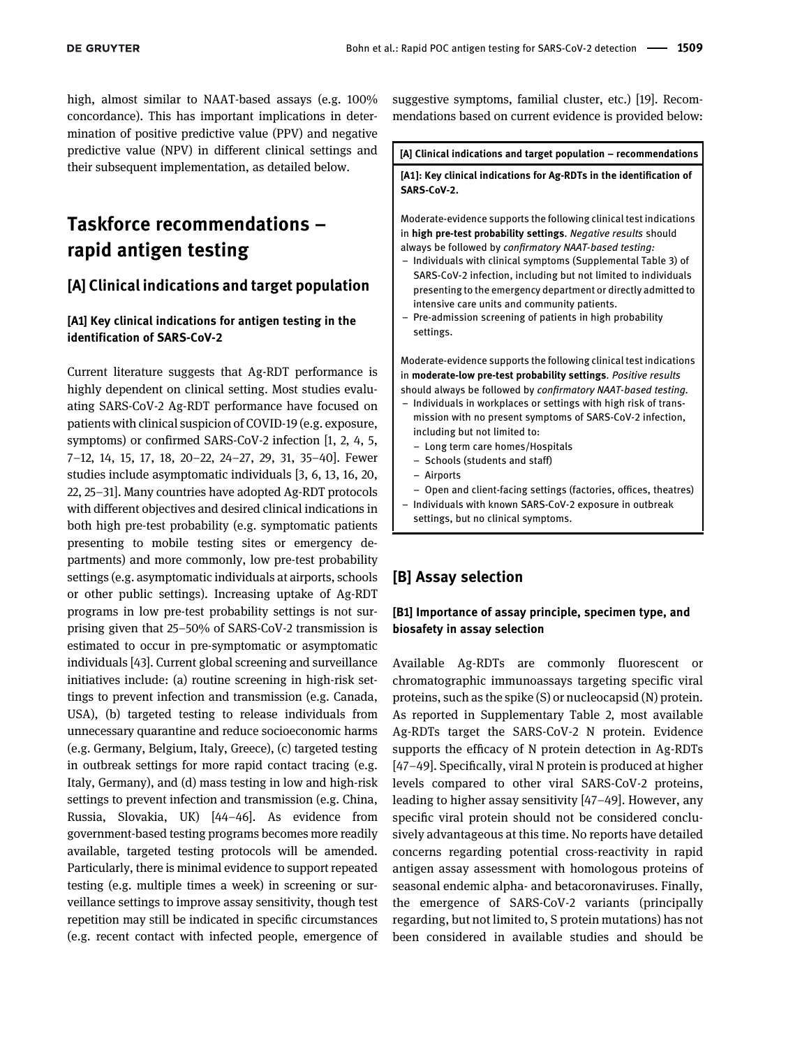high, almost similar to NAAT-based assays (e.g. 100% concordance). This has important implications in determination of positive predictive value (PPV) and negative predictive value (NPV) in different clinical settings and their subsequent implementation, as detailed below.

# Taskforce recommendations – rapid antigen testing

## [A] Clinical indications and target population

### [A1] Key clinical indications for antigen testing in the identification of SARS-CoV-2

Current literature suggests that Ag-RDT performance is highly dependent on clinical setting. Most studies evaluating SARS-CoV-2 Ag-RDT performance have focused on patients with clinical suspicion of COVID-19 (e.g. exposure, symptoms) or confirmed SARS-CoV-2 infection [1, 2, 4, 5, 7–12, 14, 15, 17, 18, 20–22, 24–27, 29, 31, 35–40]. Fewer studies include asymptomatic individuals [3, 6, 13, 16, 20, 22, 25–31]. Many countries have adopted Ag-RDT protocols with different objectives and desired clinical indications in both high pre-test probability (e.g. symptomatic patients presenting to mobile testing sites or emergency departments) and more commonly, low pre-test probability settings (e.g. asymptomatic individuals at airports, schools or other public settings). Increasing uptake of Ag-RDT programs in low pre-test probability settings is not surprising given that 25–50% of SARS-CoV-2 transmission is estimated to occur in pre-symptomatic or asymptomatic individuals [43]. Current global screening and surveillance initiatives include: (a) routine screening in high-risk settings to prevent infection and transmission (e.g. Canada, USA), (b) targeted testing to release individuals from unnecessary quarantine and reduce socioeconomic harms (e.g. Germany, Belgium, Italy, Greece), (c) targeted testing in outbreak settings for more rapid contact tracing (e.g. Italy, Germany), and (d) mass testing in low and high-risk settings to prevent infection and transmission (e.g. China, Russia, Slovakia, UK) [44–46]. As evidence from government-based testing programs becomes more readily available, targeted testing protocols will be amended. Particularly, there is minimal evidence to support repeated testing (e.g. multiple times a week) in screening or surveillance settings to improve assay sensitivity, though test repetition may still be indicated in specific circumstances (e.g. recent contact with infected people, emergence of suggestive symptoms, familial cluster, etc.) [19]. Recommendations based on current evidence is provided below:

**[A] Clinical indications and target population – recommendations**

**[A1]: Key clinical indications for Ag-RDTs in the identification of SARS-CoV-2.**

Moderate-evidence supports the following clinical test indications in **high pre-test probability settings**. *Negative results* should always be followed by *confirmatory NAAT-based testing:*

- Individuals with clinical symptoms (Supplemental Table 3) of SARS-CoV-2 infection, including but not limited to individuals presenting to the emergency department or directly admitted to intensive care units and community patients.
- Pre-admission screening of patients in high probability settings.

Moderate-evidence supports the following clinical test indications in **moderate-low pre-test probability settings**. *Positive results* should always be followed by *confirmatory NAAT-based testing.*

- Individuals in workplaces or settings with high risk of transmission with no present symptoms of SARS-CoV-2 infection, including but not limited to:
  - Long term care homes/Hospitals
  - Schools (students and staff)
  - Airports
  - Open and client-facing settings (factories, offices, theatres)
- Individuals with known SARS-CoV-2 exposure in outbreak settings, but no clinical symptoms.

## [B] Assay selection

### [B1] Importance of assay principle, specimen type, and biosafety in assay selection

Available Ag-RDTs are commonly fluorescent or chromatographic immunoassays targeting specific viral proteins, such as the spike (S) or nucleocapsid (N) protein. As reported in Supplementary Table 2, most available Ag-RDTs target the SARS-CoV-2 N protein. Evidence supports the efficacy of N protein detection in Ag-RDTs [47–49]. Specifically, viral N protein is produced at higher levels compared to other viral SARS-CoV-2 proteins, leading to higher assay sensitivity [47–49]. However, any specific viral protein should not be considered conclusively advantageous at this time. No reports have detailed concerns regarding potential cross-reactivity in rapid antigen assay assessment with homologous proteins of seasonal endemic alpha- and betacoronaviruses. Finally, the emergence of SARS-CoV-2 variants (principally regarding, but not limited to, S protein mutations) has not been considered in available studies and should be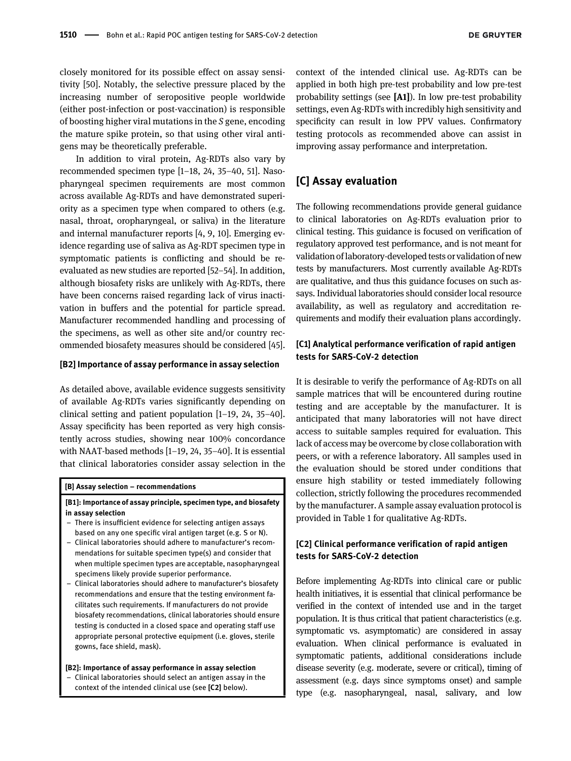closely monitored for its possible effect on assay sensitivity [50]. Notably, the selective pressure placed by the increasing number of seropositive people worldwide (either post-infection or post-vaccination) is responsible of boosting higher viral mutations in the *S* gene, encoding the mature spike protein, so that using other viral antigens may be theoretically preferable.

In addition to viral protein, Ag-RDTs also vary by recommended specimen type [1–18, 24, 35–40, 51]. Nasopharyngeal specimen requirements are most common across available Ag-RDTs and have demonstrated superiority as a specimen type when compared to others (e.g. nasal, throat, oropharyngeal, or saliva) in the literature and internal manufacturer reports [4, 9, 10]. Emerging evidence regarding use of saliva as Ag-RDT specimen type in symptomatic patients is conflicting and should be re-evaluated as new studies are reported [52–54]. In addition, although biosafety risks are unlikely with Ag-RDTs, there have been concerns raised regarding lack of virus inactivation in buffers and the potential for particle spread. Manufacturer recommended handling and processing of the specimens, as well as other site and/or country recommended biosafety measures should be considered [45].

#### [B2] Importance of assay performance in assay selection

As detailed above, available evidence suggests sensitivity of available Ag-RDTs varies significantly depending on clinical setting and patient population [1–19, 24, 35–40]. Assay specificity has been reported as very high consistently across studies, showing near 100% concordance with NAAT-based methods [1–19, 24, 35–40]. It is essential that clinical laboratories consider assay selection in the context of the intended clinical use. Ag-RDTs can be applied in both high pre-test probability and low pre-test probability settings (see **[A1]**). In low pre-test probability settings, even Ag-RDTs with incredibly high sensitivity and specificity can result in low PPV values. Confirmatory testing protocols as recommended above can assist in improving assay performance and interpretation.

> **[B] Assay selection – recommendations**
>
> **[B1]: Importance of assay principle, specimen type, and biosafety in assay selection**
> - There is insufficient evidence for selecting antigen assays based on any one specific viral antigen target (e.g. S or N).
> - Clinical laboratories should adhere to manufacturer's recommendations for suitable specimen type(s) and consider that when multiple specimen types are acceptable, nasopharyngeal specimens likely provide superior performance.
> - Clinical laboratories should adhere to manufacturer's biosafety recommendations and ensure that the testing environment facilitates such requirements. If manufacturers do not provide biosafety recommendations, clinical laboratories should ensure testing is conducted in a closed space and operating staff use appropriate personal protective equipment (i.e. gloves, sterile gowns, face shield, mask).
>
> **[B2]: Importance of assay performance in assay selection**
> - Clinical laboratories should select an antigen assay in the context of the intended clinical use (see **[C2]** below).

## [C] Assay evaluation

The following recommendations provide general guidance to clinical laboratories on Ag-RDTs evaluation prior to clinical testing. This guidance is focused on verification of regulatory approved test performance, and is not meant for validation of laboratory-developed tests or validation of new tests by manufacturers. Most currently available Ag-RDTs are qualitative, and thus this guidance focuses on such assays. Individual laboratories should consider local resource availability, as well as regulatory and accreditation requirements and modify their evaluation plans accordingly.

#### [C1] Analytical performance verification of rapid antigen tests for SARS-CoV-2 detection

It is desirable to verify the performance of Ag-RDTs on all sample matrices that will be encountered during routine testing and are acceptable by the manufacturer. It is anticipated that many laboratories will not have direct access to suitable samples required for evaluation. This lack of access may be overcome by close collaboration with peers, or with a reference laboratory. All samples used in the evaluation should be stored under conditions that ensure high stability or tested immediately following collection, strictly following the procedures recommended by the manufacturer. A sample assay evaluation protocol is provided in Table 1 for qualitative Ag-RDTs.

#### [C2] Clinical performance verification of rapid antigen tests for SARS-CoV-2 detection

Before implementing Ag-RDTs into clinical care or public health initiatives, it is essential that clinical performance be verified in the context of intended use and in the target population. It is thus critical that patient characteristics (e.g. symptomatic vs. asymptomatic) are considered in assay evaluation. When clinical performance is evaluated in symptomatic patients, additional considerations include disease severity (e.g. moderate, severe or critical), timing of assessment (e.g. days since symptoms onset) and sample type (e.g. nasopharyngeal, nasal, salivary, and low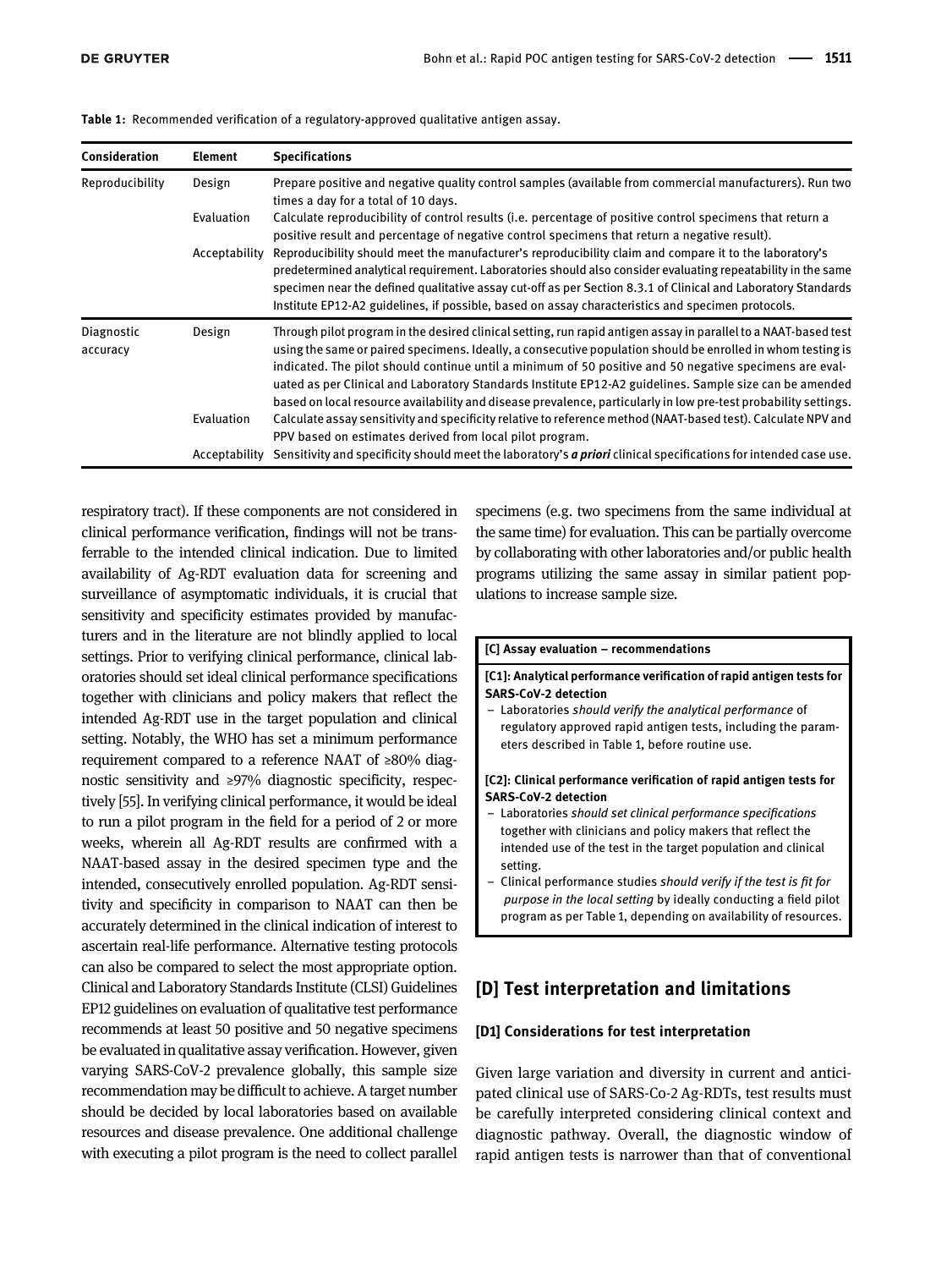**Table 1:** Recommended verification of a regulatory-approved qualitative antigen assay.

| Consideration | Element | Specifications |
|---|---|---|
| Reproducibility | Design | Prepare positive and negative quality control samples (available from commercial manufacturers). Run two times a day for a total of 10 days. |
| | Evaluation | Calculate reproducibility of control results (i.e. percentage of positive control specimens that return a positive result and percentage of negative control specimens that return a negative result). |
| | Acceptability | Reproducibility should meet the manufacturer's reproducibility claim and compare it to the laboratory's predetermined analytical requirement. Laboratories should also consider evaluating repeatability in the same specimen near the defined qualitative assay cut-off as per Section 8.3.1 of Clinical and Laboratory Standards Institute EP12-A2 guidelines, if possible, based on assay characteristics and specimen protocols. |
| Diagnostic accuracy | Design | Through pilot program in the desired clinical setting, run rapid antigen assay in parallel to a NAAT-based test using the same or paired specimens. Ideally, a consecutive population should be enrolled in whom testing is indicated. The pilot should continue until a minimum of 50 positive and 50 negative specimens are evaluated as per Clinical and Laboratory Standards Institute EP12-A2 guidelines. Sample size can be amended based on local resource availability and disease prevalence, particularly in low pre-test probability settings. |
| | Evaluation | Calculate assay sensitivity and specificity relative to reference method (NAAT-based test). Calculate NPV and PPV based on estimates derived from local pilot program. |
| | Acceptability | Sensitivity and specificity should meet the laboratory's ***a priori*** clinical specifications for intended case use. |

respiratory tract). If these components are not considered in clinical performance verification, findings will not be transferrable to the intended clinical indication. Due to limited availability of Ag-RDT evaluation data for screening and surveillance of asymptomatic individuals, it is crucial that sensitivity and specificity estimates provided by manufacturers and in the literature are not blindly applied to local settings. Prior to verifying clinical performance, clinical laboratories should set ideal clinical performance specifications together with clinicians and policy makers that reflect the intended Ag-RDT use in the target population and clinical setting. Notably, the WHO has set a minimum performance requirement compared to a reference NAAT of ≥80% diagnostic sensitivity and ≥97% diagnostic specificity, respectively [55]. In verifying clinical performance, it would be ideal to run a pilot program in the field for a period of 2 or more weeks, wherein all Ag-RDT results are confirmed with a NAAT-based assay in the desired specimen type and the intended, consecutively enrolled population. Ag-RDT sensitivity and specificity in comparison to NAAT can then be accurately determined in the clinical indication of interest to ascertain real-life performance. Alternative testing protocols can also be compared to select the most appropriate option. Clinical and Laboratory Standards Institute (CLSI) Guidelines EP12 guidelines on evaluation of qualitative test performance recommends at least 50 positive and 50 negative specimens be evaluated in qualitative assay verification. However, given varying SARS-CoV-2 prevalence globally, this sample size recommendation may be difficult to achieve. A target number should be decided by local laboratories based on available resources and disease prevalence. One additional challenge with executing a pilot program is the need to collect parallel specimens (e.g. two specimens from the same individual at the same time) for evaluation. This can be partially overcome by collaborating with other laboratories and/or public health programs utilizing the same assay in similar patient populations to increase sample size.

**[C] Assay evaluation – recommendations**

**[C1]: Analytical performance verification of rapid antigen tests for SARS-CoV-2 detection**

- Laboratories *should verify the analytical performance* of regulatory approved rapid antigen tests, including the parameters described in Table 1, before routine use.

**[C2]: Clinical performance verification of rapid antigen tests for SARS-CoV-2 detection**

- Laboratories *should set clinical performance specifications* together with clinicians and policy makers that reflect the intended use of the test in the target population and clinical setting.
- Clinical performance studies *should verify if the test is fit for purpose in the local setting* by ideally conducting a field pilot program as per Table 1, depending on availability of resources.

## [D] Test interpretation and limitations

### [D1] Considerations for test interpretation

Given large variation and diversity in current and anticipated clinical use of SARS-Co-2 Ag-RDTs, test results must be carefully interpreted considering clinical context and diagnostic pathway. Overall, the diagnostic window of rapid antigen tests is narrower than that of conventional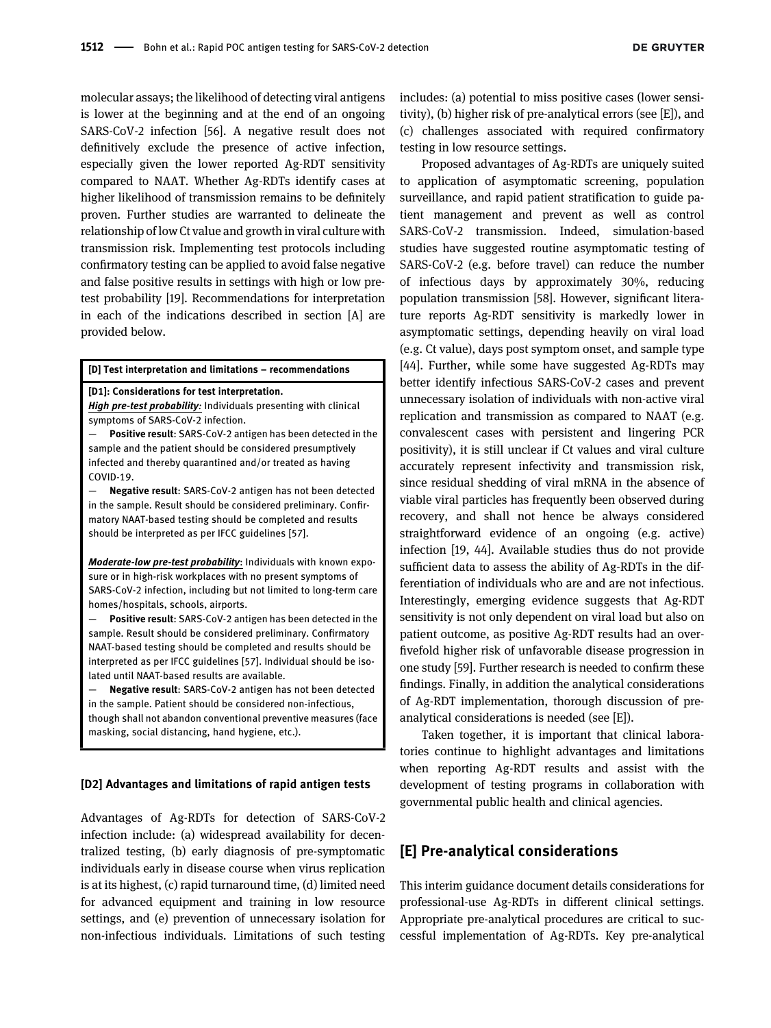molecular assays; the likelihood of detecting viral antigens is lower at the beginning and at the end of an ongoing SARS-CoV-2 infection [56]. A negative result does not definitively exclude the presence of active infection, especially given the lower reported Ag-RDT sensitivity compared to NAAT. Whether Ag-RDTs identify cases at higher likelihood of transmission remains to be definitely proven. Further studies are warranted to delineate the relationship of low Ct value and growth in viral culture with transmission risk. Implementing test protocols including confirmatory testing can be applied to avoid false negative and false positive results in settings with high or low pre-test probability [19]. Recommendations for interpretation in each of the indications described in section [A] are provided below.

> **[D] Test interpretation and limitations – recommendations**
>
> **[D1]: Considerations for test interpretation.**
>
> ***High pre-test probability:*** Individuals presenting with clinical symptoms of SARS-CoV-2 infection.
>
> — **Positive result**: SARS-CoV-2 antigen has been detected in the sample and the patient should be considered presumptively infected and thereby quarantined and/or treated as having COVID-19.
>
> — **Negative result**: SARS-CoV-2 antigen has not been detected in the sample. Result should be considered preliminary. Confirmatory NAAT-based testing should be completed and results should be interpreted as per IFCC guidelines [57].
>
> ***Moderate-low pre-test probability***: Individuals with known exposure or in high-risk workplaces with no present symptoms of SARS-CoV-2 infection, including but not limited to long-term care homes/hospitals, schools, airports.
>
> — **Positive result**: SARS-CoV-2 antigen has been detected in the sample. Result should be considered preliminary. Confirmatory NAAT-based testing should be completed and results should be interpreted as per IFCC guidelines [57]. Individual should be isolated until NAAT-based results are available.
>
> — **Negative result**: SARS-CoV-2 antigen has not been detected in the sample. Patient should be considered non-infectious, though shall not abandon conventional preventive measures (face masking, social distancing, hand hygiene, etc.).

### [D2] Advantages and limitations of rapid antigen tests

Advantages of Ag-RDTs for detection of SARS-CoV-2 infection include: (a) widespread availability for decentralized testing, (b) early diagnosis of pre-symptomatic individuals early in disease course when virus replication is at its highest, (c) rapid turnaround time, (d) limited need for advanced equipment and training in low resource settings, and (e) prevention of unnecessary isolation for non-infectious individuals. Limitations of such testing includes: (a) potential to miss positive cases (lower sensitivity), (b) higher risk of pre-analytical errors (see [E]), and (c) challenges associated with required confirmatory testing in low resource settings.

Proposed advantages of Ag-RDTs are uniquely suited to application of asymptomatic screening, population surveillance, and rapid patient stratification to guide patient management and prevent as well as control SARS-CoV-2 transmission. Indeed, simulation-based studies have suggested routine asymptomatic testing of SARS-CoV-2 (e.g. before travel) can reduce the number of infectious days by approximately 30%, reducing population transmission [58]. However, significant literature reports Ag-RDT sensitivity is markedly lower in asymptomatic settings, depending heavily on viral load (e.g. Ct value), days post symptom onset, and sample type [44]. Further, while some have suggested Ag-RDTs may better identify infectious SARS-CoV-2 cases and prevent unnecessary isolation of individuals with non-active viral replication and transmission as compared to NAAT (e.g. convalescent cases with persistent and lingering PCR positivity), it is still unclear if Ct values and viral culture accurately represent infectivity and transmission risk, since residual shedding of viral mRNA in the absence of viable viral particles has frequently been observed during recovery, and shall not hence be always considered straightforward evidence of an ongoing (e.g. active) infection [19, 44]. Available studies thus do not provide sufficient data to assess the ability of Ag-RDTs in the differentiation of individuals who are and are not infectious. Interestingly, emerging evidence suggests that Ag-RDT sensitivity is not only dependent on viral load but also on patient outcome, as positive Ag-RDT results had an over-fivefold higher risk of unfavorable disease progression in one study [59]. Further research is needed to confirm these findings. Finally, in addition the analytical considerations of Ag-RDT implementation, thorough discussion of pre-analytical considerations is needed (see [E]).

Taken together, it is important that clinical laboratories continue to highlight advantages and limitations when reporting Ag-RDT results and assist with the development of testing programs in collaboration with governmental public health and clinical agencies.

## [E] Pre-analytical considerations

This interim guidance document details considerations for professional-use Ag-RDTs in different clinical settings. Appropriate pre-analytical procedures are critical to successful implementation of Ag-RDTs. Key pre-analytical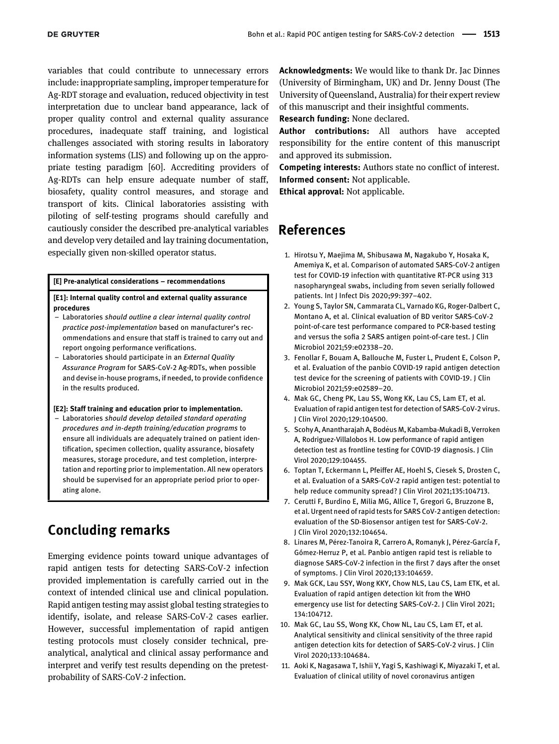variables that could contribute to unnecessary errors include: inappropriate sampling, improper temperature for Ag-RDT storage and evaluation, reduced objectivity in test interpretation due to unclear band appearance, lack of proper quality control and external quality assurance procedures, inadequate staff training, and logistical challenges associated with storing results in laboratory information systems (LIS) and following up on the appropriate testing paradigm [60]. Accrediting providers of Ag-RDTs can help ensure adequate number of staff, biosafety, quality control measures, and storage and transport of kits. Clinical laboratories assisting with piloting of self-testing programs should carefully and cautiously consider the described pre-analytical variables and develop very detailed and lay training documentation, especially given non-skilled operator status.

**[E] Pre-analytical considerations – recommendations**

**[E1]: Internal quality control and external quality assurance procedures**

- Laboratories *should outline a clear internal quality control practice post-implementation* based on manufacturer's recommendations and ensure that staff is trained to carry out and report ongoing performance verifications.
- Laboratories should participate in an *External Quality Assurance Program* for SARS-CoV-2 Ag-RDTs, when possible and devise in-house programs, if needed, to provide confidence in the results produced.

**[E2]: Staff training and education prior to implementation.**

- Laboratories *should develop detailed standard operating procedures and in-depth training/education programs* to ensure all individuals are adequately trained on patient identification, specimen collection, quality assurance, biosafety measures, storage procedure, and test completion, interpretation and reporting prior to implementation. All new operators should be supervised for an appropriate period prior to operating alone.

## Concluding remarks

Emerging evidence points toward unique advantages of rapid antigen tests for detecting SARS-CoV-2 infection provided implementation is carefully carried out in the context of intended clinical use and clinical population. Rapid antigen testing may assist global testing strategies to identify, isolate, and release SARS-CoV-2 cases earlier. However, successful implementation of rapid antigen testing protocols must closely consider technical, pre-analytical, analytical and clinical assay performance and interpret and verify test results depending on the pretest-probability of SARS-CoV-2 infection.

**Acknowledgments:** We would like to thank Dr. Jac Dinnes (University of Birmingham, UK) and Dr. Jenny Doust (The University of Queensland, Australia) for their expert review of this manuscript and their insightful comments.

**Research funding:** None declared.

**Author contributions:** All authors have accepted responsibility for the entire content of this manuscript and approved its submission.

**Competing interests:** Authors state no conflict of interest.

**Informed consent:** Not applicable.

**Ethical approval:** Not applicable.

## References

1. Hirotsu Y, Maejima M, Shibusawa M, Nagakubo Y, Hosaka K, Amemiya K, et al. Comparison of automated SARS-CoV-2 antigen test for COVID-19 infection with quantitative RT-PCR using 313 nasopharyngeal swabs, including from seven serially followed patients. Int J Infect Dis 2020;99:397–402.
2. Young S, Taylor SN, Cammarata CL, Varnado KG, Roger-Dalbert C, Montano A, et al. Clinical evaluation of BD veritor SARS-CoV-2 point-of-care test performance compared to PCR-based testing and versus the sofia 2 SARS antigen point-of-care test. J Clin Microbiol 2021;59:e02338–20.
3. Fenollar F, Bouam A, Ballouche M, Fuster L, Prudent E, Colson P, et al. Evaluation of the panbio COVID-19 rapid antigen detection test device for the screening of patients with COVID-19. J Clin Microbiol 2021;59:e02589–20.
4. Mak GC, Cheng PK, Lau SS, Wong KK, Lau CS, Lam ET, et al. Evaluation of rapid antigen test for detection of SARS-CoV-2 virus. J Clin Virol 2020;129:104500.
5. Scohy A, Anantharajah A, Bodéus M, Kabamba-Mukadi B, Verroken A, Rodriguez-Villalobos H. Low performance of rapid antigen detection test as frontline testing for COVID-19 diagnosis. J Clin Virol 2020;129:104455.
6. Toptan T, Eckermann L, Pfeiffer AE, Hoehl S, Ciesek S, Drosten C, et al. Evaluation of a SARS-CoV-2 rapid antigen test: potential to help reduce community spread? J Clin Virol 2021;135:104713.
7. Cerutti F, Burdino E, Milia MG, Allice T, Gregori G, Bruzzone B, et al. Urgent need of rapid tests for SARS CoV-2 antigen detection: evaluation of the SD-Biosensor antigen test for SARS-CoV-2. J Clin Virol 2020;132:104654.
8. Linares M, Pérez-Tanoira R, Carrero A, Romanyk J, Pérez-García F, Gómez-Herruz P, et al. Panbio antigen rapid test is reliable to diagnose SARS-CoV-2 infection in the first 7 days after the onset of symptoms. J Clin Virol 2020;133:104659.
9. Mak GCK, Lau SSY, Wong KKY, Chow NLS, Lau CS, Lam ETK, et al. Evaluation of rapid antigen detection kit from the WHO emergency use list for detecting SARS-CoV-2. J Clin Virol 2021;134:104712.
10. Mak GC, Lau SS, Wong KK, Chow NL, Lau CS, Lam ET, et al. Analytical sensitivity and clinical sensitivity of the three rapid antigen detection kits for detection of SARS-CoV-2 virus. J Clin Virol 2020;133:104684.
11. Aoki K, Nagasawa T, Ishii Y, Yagi S, Kashiwagi K, Miyazaki T, et al. Evaluation of clinical utility of novel coronavirus antigen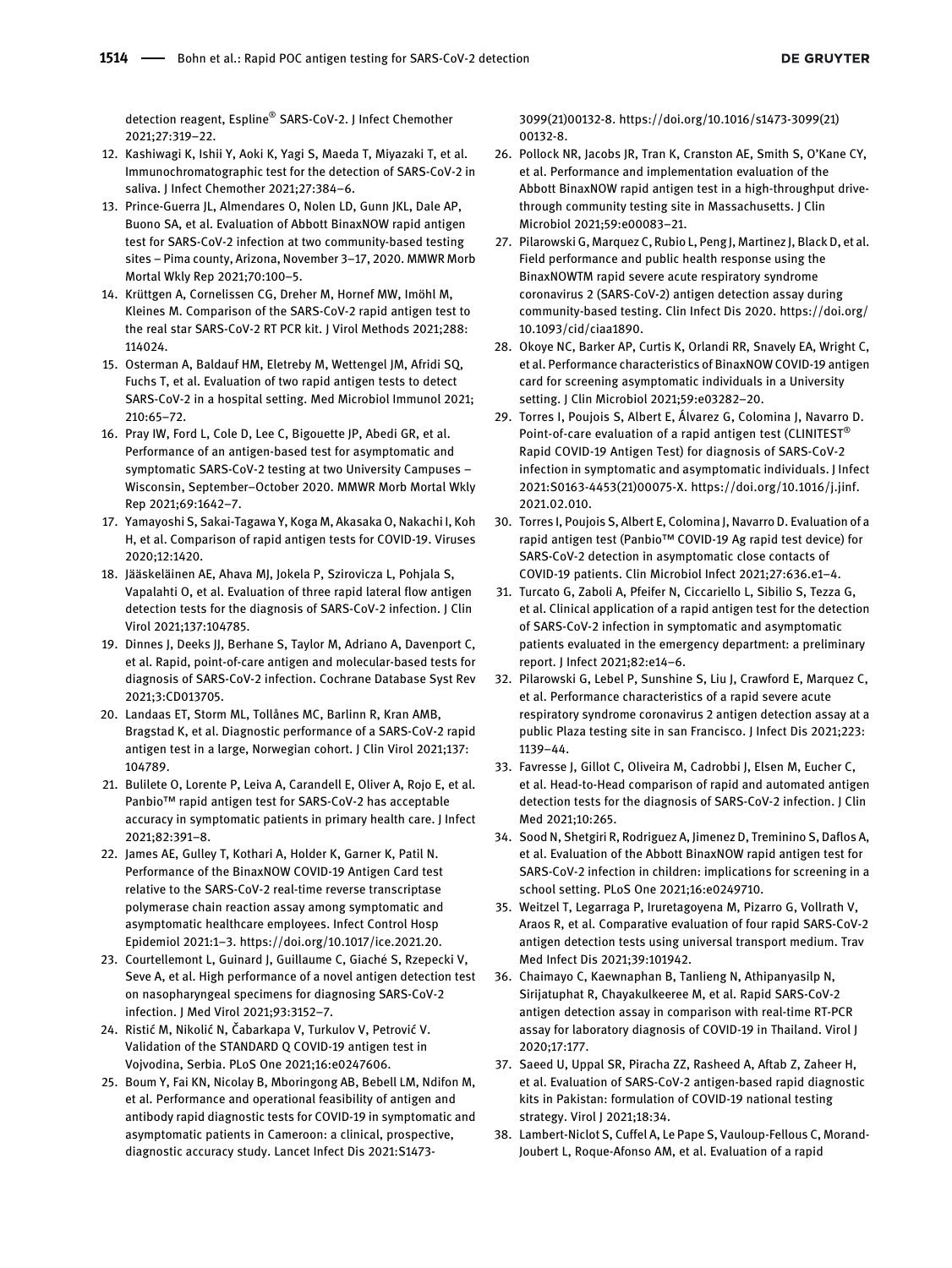detection reagent, Espline® SARS-CoV-2. J Infect Chemother 2021;27:319–22.

12. Kashiwagi K, Ishii Y, Aoki K, Yagi S, Maeda T, Miyazaki T, et al. Immunochromatographic test for the detection of SARS-CoV-2 in saliva. J Infect Chemother 2021;27:384–6.
13. Prince-Guerra JL, Almendares O, Nolen LD, Gunn JKL, Dale AP, Buono SA, et al. Evaluation of Abbott BinaxNOW rapid antigen test for SARS-CoV-2 infection at two community-based testing sites – Pima county, Arizona, November 3–17, 2020. MMWR Morb Mortal Wkly Rep 2021;70:100–5.
14. Krüttgen A, Cornelissen CG, Dreher M, Hornef MW, Imöhl M, Kleines M. Comparison of the SARS-CoV-2 rapid antigen test to the real star SARS-CoV-2 RT PCR kit. J Virol Methods 2021;288: 114024.
15. Osterman A, Baldauf HM, Eletreby M, Wettengel JM, Afridi SQ, Fuchs T, et al. Evaluation of two rapid antigen tests to detect SARS-CoV-2 in a hospital setting. Med Microbiol Immunol 2021; 210:65–72.
16. Pray IW, Ford L, Cole D, Lee C, Bigouette JP, Abedi GR, et al. Performance of an antigen-based test for asymptomatic and symptomatic SARS-CoV-2 testing at two University Campuses – Wisconsin, September–October 2020. MMWR Morb Mortal Wkly Rep 2021;69:1642–7.
17. Yamayoshi S, Sakai-Tagawa Y, Koga M, Akasaka O, Nakachi I, Koh H, et al. Comparison of rapid antigen tests for COVID-19. Viruses 2020;12:1420.
18. Jääskeläinen AE, Ahava MJ, Jokela P, Szirovicza L, Pohjala S, Vapalahti O, et al. Evaluation of three rapid lateral flow antigen detection tests for the diagnosis of SARS-CoV-2 infection. J Clin Virol 2021;137:104785.
19. Dinnes J, Deeks JJ, Berhane S, Taylor M, Adriano A, Davenport C, et al. Rapid, point-of-care antigen and molecular-based tests for diagnosis of SARS-CoV-2 infection. Cochrane Database Syst Rev 2021;3:CD013705.
20. Landaas ET, Storm ML, Tollånes MC, Barlinn R, Kran AMB, Bragstad K, et al. Diagnostic performance of a SARS-CoV-2 rapid antigen test in a large, Norwegian cohort. J Clin Virol 2021;137: 104789.
21. Bulilete O, Lorente P, Leiva A, Carandell E, Oliver A, Rojo E, et al. Panbio™ rapid antigen test for SARS-CoV-2 has acceptable accuracy in symptomatic patients in primary health care. J Infect 2021;82:391–8.
22. James AE, Gulley T, Kothari A, Holder K, Garner K, Patil N. Performance of the BinaxNOW COVID-19 Antigen Card test relative to the SARS-CoV-2 real-time reverse transcriptase polymerase chain reaction assay among symptomatic and asymptomatic healthcare employees. Infect Control Hosp Epidemiol 2021:1–3. https://doi.org/10.1017/ice.2021.20.
23. Courtellemont L, Guinard J, Guillaume C, Giaché S, Rzepecki V, Seve A, et al. High performance of a novel antigen detection test on nasopharyngeal specimens for diagnosing SARS-CoV-2 infection. J Med Virol 2021;93:3152–7.
24. Ristić M, Nikolić N, Čabarkapa V, Turkulov V, Petrović V. Validation of the STANDARD Q COVID-19 antigen test in Vojvodina, Serbia. PLoS One 2021;16:e0247606.
25. Boum Y, Fai KN, Nicolay B, Mboringong AB, Bebell LM, Ndifon M, et al. Performance and operational feasibility of antigen and antibody rapid diagnostic tests for COVID-19 in symptomatic and asymptomatic patients in Cameroon: a clinical, prospective, diagnostic accuracy study. Lancet Infect Dis 2021:S1473-3099(21)00132-8. https://doi.org/10.1016/s1473-3099(21)00132-8.
26. Pollock NR, Jacobs JR, Tran K, Cranston AE, Smith S, O'Kane CY, et al. Performance and implementation evaluation of the Abbott BinaxNOW rapid antigen test in a high-throughput drive-through community testing site in Massachusetts. J Clin Microbiol 2021;59:e00083–21.
27. Pilarowski G, Marquez C, Rubio L, Peng J, Martinez J, Black D, et al. Field performance and public health response using the BinaxNOWTM rapid severe acute respiratory syndrome coronavirus 2 (SARS-CoV-2) antigen detection assay during community-based testing. Clin Infect Dis 2020. https://doi.org/10.1093/cid/ciaa1890.
28. Okoye NC, Barker AP, Curtis K, Orlandi RR, Snavely EA, Wright C, et al. Performance characteristics of BinaxNOW COVID-19 antigen card for screening asymptomatic individuals in a University setting. J Clin Microbiol 2021;59:e03282–20.
29. Torres I, Poujois S, Albert E, Álvarez G, Colomina J, Navarro D. Point-of-care evaluation of a rapid antigen test (CLINITEST® Rapid COVID-19 Antigen Test) for diagnosis of SARS-CoV-2 infection in symptomatic and asymptomatic individuals. J Infect 2021:S0163-4453(21)00075-X. https://doi.org/10.1016/j.jinf.2021.02.010.
30. Torres I, Poujois S, Albert E, Colomina J, Navarro D. Evaluation of a rapid antigen test (Panbio™ COVID-19 Ag rapid test device) for SARS-CoV-2 detection in asymptomatic close contacts of COVID-19 patients. Clin Microbiol Infect 2021;27:636.e1–4.
31. Turcato G, Zaboli A, Pfeifer N, Ciccariello L, Sibilio S, Tezza G, et al. Clinical application of a rapid antigen test for the detection of SARS-CoV-2 infection in symptomatic and asymptomatic patients evaluated in the emergency department: a preliminary report. J Infect 2021;82:e14–6.
32. Pilarowski G, Lebel P, Sunshine S, Liu J, Crawford E, Marquez C, et al. Performance characteristics of a rapid severe acute respiratory syndrome coronavirus 2 antigen detection assay at a public Plaza testing site in san Francisco. J Infect Dis 2021;223: 1139–44.
33. Favresse J, Gillot C, Oliveira M, Cadrobbi J, Elsen M, Eucher C, et al. Head-to-Head comparison of rapid and automated antigen detection tests for the diagnosis of SARS-CoV-2 infection. J Clin Med 2021;10:265.
34. Sood N, Shetgiri R, Rodriguez A, Jimenez D, Treminino S, Daflos A, et al. Evaluation of the Abbott BinaxNOW rapid antigen test for SARS-CoV-2 infection in children: implications for screening in a school setting. PLoS One 2021;16:e0249710.
35. Weitzel T, Legarraga P, Iruretagoyena M, Pizarro G, Vollrath V, Araos R, et al. Comparative evaluation of four rapid SARS-CoV-2 antigen detection tests using universal transport medium. Trav Med Infect Dis 2021;39:101942.
36. Chaimayo C, Kaewnaphan B, Tanlieng N, Athipanyasilp N, Sirijatuphat R, Chayakulkeeree M, et al. Rapid SARS-CoV-2 antigen detection assay in comparison with real-time RT-PCR assay for laboratory diagnosis of COVID-19 in Thailand. Virol J 2020;17:177.
37. Saeed U, Uppal SR, Piracha ZZ, Rasheed A, Aftab Z, Zaheer H, et al. Evaluation of SARS-CoV-2 antigen-based rapid diagnostic kits in Pakistan: formulation of COVID-19 national testing strategy. Virol J 2021;18:34.
38. Lambert-Niclot S, Cuffel A, Le Pape S, Vauloup-Fellous C, Morand-Joubert L, Roque-Afonso AM, et al. Evaluation of a rapid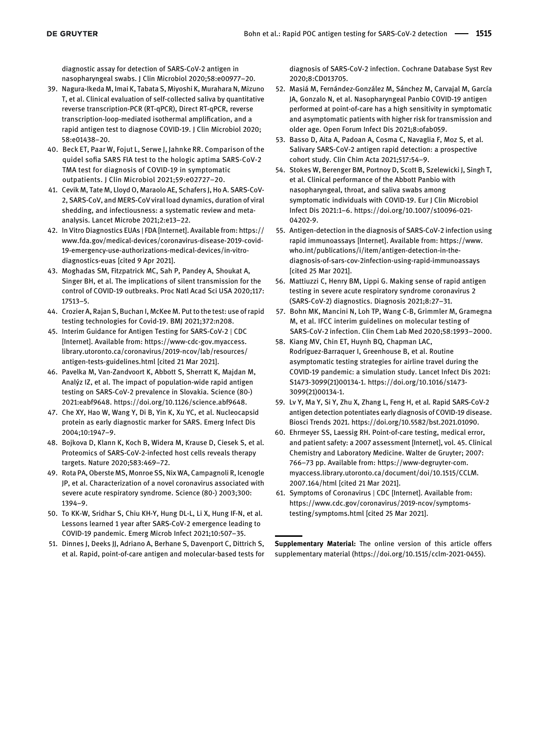diagnostic assay for detection of SARS-CoV-2 antigen in nasopharyngeal swabs. J Clin Microbiol 2020;58:e00977–20.

39. Nagura-Ikeda M, Imai K, Tabata S, Miyoshi K, Murahara N, Mizuno T, et al. Clinical evaluation of self-collected saliva by quantitative reverse transcription-PCR (RT-qPCR), Direct RT-qPCR, reverse transcription-loop-mediated isothermal amplification, and a rapid antigen test to diagnose COVID-19. J Clin Microbiol 2020; 58:e01438–20.
40. Beck ET, Paar W, Fojut L, Serwe J, Jahnke RR. Comparison of the quidel sofia SARS FIA test to the hologic aptima SARS-CoV-2 TMA test for diagnosis of COVID-19 in symptomatic outpatients. J Clin Microbiol 2021;59:e02727–20.
41. Cevik M, Tate M, Lloyd O, Maraolo AE, Schafers J, Ho A. SARS-CoV-2, SARS-CoV, and MERS-CoV viral load dynamics, duration of viral shedding, and infectiousness: a systematic review and meta-analysis. Lancet Microbe 2021;2:e13–22.
42. In Vitro Diagnostics EUAs | FDA [Internet]. Available from: https://www.fda.gov/medical-devices/coronavirus-disease-2019-covid-19-emergency-use-authorizations-medical-devices/in-vitro-diagnostics-euas [cited 9 Apr 2021].
43. Moghadas SM, Fitzpatrick MC, Sah P, Pandey A, Shoukat A, Singer BH, et al. The implications of silent transmission for the control of COVID-19 outbreaks. Proc Natl Acad Sci USA 2020;117: 17513–5.
44. Crozier A, Rajan S, Buchan I, McKee M. Put to the test: use of rapid testing technologies for Covid-19. BMJ 2021;372:n208.
45. Interim Guidance for Antigen Testing for SARS-CoV-2 | CDC [Internet]. Available from: https://www-cdc-gov.myaccess.library.utoronto.ca/coronavirus/2019-ncov/lab/resources/antigen-tests-guidelines.html [cited 21 Mar 2021].
46. Pavelka M, Van-Zandvoort K, Abbott S, Sherratt K, Majdan M, Analýz IZ, et al. The impact of population-wide rapid antigen testing on SARS-CoV-2 prevalence in Slovakia. Science (80-) 2021:eabf9648. https://doi.org/10.1126/science.abf9648.
47. Che XY, Hao W, Wang Y, Di B, Yin K, Xu YC, et al. Nucleocapsid protein as early diagnostic marker for SARS. Emerg Infect Dis 2004;10:1947–9.
48. Bojkova D, Klann K, Koch B, Widera M, Krause D, Ciesek S, et al. Proteomics of SARS-CoV-2-infected host cells reveals therapy targets. Nature 2020;583:469–72.
49. Rota PA, Oberste MS, Monroe SS, Nix WA, Campagnoli R, Icenogle JP, et al. Characterization of a novel coronavirus associated with severe acute respiratory syndrome. Science (80-) 2003;300: 1394–9.
50. To KK-W, Sridhar S, Chiu KH-Y, Hung DL-L, Li X, Hung IF-N, et al. Lessons learned 1 year after SARS-CoV-2 emergence leading to COVID-19 pandemic. Emerg Microb Infect 2021;10:507–35.
51. Dinnes J, Deeks JJ, Adriano A, Berhane S, Davenport C, Dittrich S, et al. Rapid, point-of-care antigen and molecular-based tests for diagnosis of SARS-CoV-2 infection. Cochrane Database Syst Rev 2020;8:CD013705.
52. Masiá M, Fernández-González M, Sánchez M, Carvajal M, García JA, Gonzalo N, et al. Nasopharyngeal Panbio COVID-19 antigen performed at point-of-care has a high sensitivity in symptomatic and asymptomatic patients with higher risk for transmission and older age. Open Forum Infect Dis 2021;8:ofab059.
53. Basso D, Aita A, Padoan A, Cosma C, Navaglia F, Moz S, et al. Salivary SARS-CoV-2 antigen rapid detection: a prospective cohort study. Clin Chim Acta 2021;517:54–9.
54. Stokes W, Berenger BM, Portnoy D, Scott B, Szelewicki J, Singh T, et al. Clinical performance of the Abbott Panbio with nasopharyngeal, throat, and saliva swabs among symptomatic individuals with COVID-19. Eur J Clin Microbiol Infect Dis 2021:1–6. https://doi.org/10.1007/s10096-021-04202-9.
55. Antigen-detection in the diagnosis of SARS-CoV-2 infection using rapid immunoassays [Internet]. Available from: https://www.who.int/publications/i/item/antigen-detection-in-the-diagnosis-of-sars-cov-2infection-using-rapid-immunoassays [cited 25 Mar 2021].
56. Mattiuzzi C, Henry BM, Lippi G. Making sense of rapid antigen testing in severe acute respiratory syndrome coronavirus 2 (SARS-CoV-2) diagnostics. Diagnosis 2021;8:27–31.
57. Bohn MK, Mancini N, Loh TP, Wang C-B, Grimmler M, Gramegna M, et al. IFCC interim guidelines on molecular testing of SARS-CoV-2 infection. Clin Chem Lab Med 2020;58:1993–2000.
58. Kiang MV, Chin ET, Huynh BQ, Chapman LAC, Rodríguez-Barraquer I, Greenhouse B, et al. Routine asymptomatic testing strategies for airline travel during the COVID-19 pandemic: a simulation study. Lancet Infect Dis 2021: S1473-3099(21)00134-1. https://doi.org/10.1016/s1473-3099(21)00134-1.
59. Lv Y, Ma Y, Si Y, Zhu X, Zhang L, Feng H, et al. Rapid SARS-CoV-2 antigen detection potentiates early diagnosis of COVID-19 disease. Biosci Trends 2021. https://doi.org/10.5582/bst.2021.01090.
60. Ehrmeyer SS, Laessig RH. Point-of-care testing, medical error, and patient safety: a 2007 assessment [Internet], vol. 45. Clinical Chemistry and Laboratory Medicine. Walter de Gruyter; 2007: 766–73 pp. Available from: https://www-degruyter-com.myaccess.library.utoronto.ca/document/doi/10.1515/CCLM.2007.164/html [cited 21 Mar 2021].
61. Symptoms of Coronavirus | CDC [Internet]. Available from: https://www.cdc.gov/coronavirus/2019-ncov/symptoms-testing/symptoms.html [cited 25 Mar 2021].

---

**Supplementary Material:** The online version of this article offers supplementary material (https://doi.org/10.1515/cclm-2021-0455).